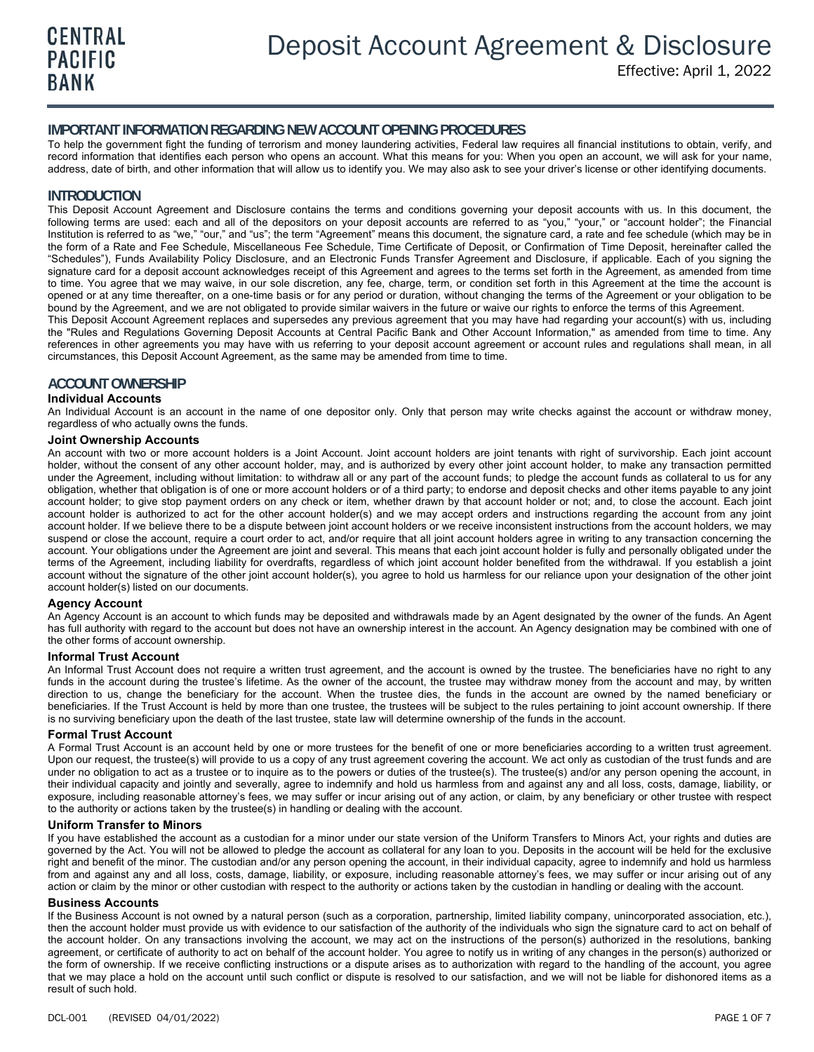CENTRAL PACIFIC BANK

# Deposit Account Agreement & Disclosure

Effective: April 1, 2022

## IMPORTANT INFORMATION REGARDING NEW ACCOUNT OPENING PROCEDURES

To help the government fight the funding of terrorism and money laundering activities, Federal law requires all financial institutions to obtain, verify, and record information that identifies each person who opens an account. What this means for you: When you open an account, we will ask for your name, address, date of birth, and other information that will allow us to identify you. We may also ask to see your driver's license or other identifying documents.

## INTRODUCTION

This Deposit Account Agreement and Disclosure contains the terms and conditions governing your deposit accounts with us. In this document, the following terms are used: each and all of the depositors on your deposit accounts are referred to as "you," "your," or "account holder"; the Financial Institution is referred to as "we," "our," and "us"; the term "Agreement" means this document, the signature card, a rate and fee schedule (which may be in the form of a Rate and Fee Schedule, Miscellaneous Fee Schedule, Time Certificate of Deposit, or Confirmation of Time Deposit, hereinafter called the "Schedules"), Funds Availability Policy Disclosure, and an Electronic Funds Transfer Agreement and Disclosure, if applicable. Each of you signing the signature card for a deposit account acknowledges receipt of this Agreement and agrees to the terms set forth in the Agreement, as amended from time to time. You agree that we may waive, in our sole discretion, any fee, charge, term, or condition set forth in this Agreement at the time the account is opened or at any time thereafter, on a one-time basis or for any period or duration, without changing the terms of the Agreement or your obligation to be bound by the Agreement, and we are not obligated to provide similar waivers in the future or waive our rights to enforce the terms of this Agreement.

This Deposit Account Agreement replaces and supersedes any previous agreement that you may have had regarding your account(s) with us, including the "Rules and Regulations Governing Deposit Accounts at Central Pacific Bank and Other Account Information," as amended from time to time. Any references in other agreements you may have with us referring to your deposit account agreement or account rules and regulations shall mean, in all circumstances, this Deposit Account Agreement, as the same may be amended from time to time.

## ACCOUNT OWNERSHIP

### Individual Accounts

An Individual Account is an account in the name of one depositor only. Only that person may write checks against the account or withdraw money, regardless of who actually owns the funds.

### Joint Ownership Accounts

An account with two or more account holders is a Joint Account. Joint account holders are joint tenants with right of survivorship. Each joint account holder, without the consent of any other account holder, may, and is authorized by every other joint account holder, to make any transaction permitted under the Agreement, including without limitation: to withdraw all or any part of the account funds; to pledge the account funds as collateral to us for any obligation, whether that obligation is of one or more account holders or of a third party; to endorse and deposit checks and other items payable to any joint account holder; to give stop payment orders on any check or item, whether drawn by that account holder or not; and, to close the account. Each joint account holder is authorized to act for the other account holder(s) and we may accept orders and instructions regarding the account from any joint account holder. If we believe there to be a dispute between joint account holders or we receive inconsistent instructions from the account holders, we may suspend or close the account, require a court order to act, and/or require that all joint account holders agree in writing to any transaction concerning the account. Your obligations under the Agreement are joint and several. This means that each joint account holder is fully and personally obligated under the terms of the Agreement, including liability for overdrafts, regardless of which joint account holder benefited from the withdrawal. If you establish a joint account without the signature of the other joint account holder(s), you agree to hold us harmless for our reliance upon your designation of the other joint account holder(s) listed on our documents.

### Agency Account

An Agency Account is an account to which funds may be deposited and withdrawals made by an Agent designated by the owner of the funds. An Agent has full authority with regard to the account but does not have an ownership interest in the account. An Agency designation may be combined with one of the other forms of account ownership.

### Informal Trust Account

An Informal Trust Account does not require a written trust agreement, and the account is owned by the trustee. The beneficiaries have no right to any funds in the account during the trustee's lifetime. As the owner of the account, the trustee may withdraw money from the account and may, by written direction to us, change the beneficiary for the account. When the trustee dies, the funds in the account are owned by the named beneficiary or beneficiaries. If the Trust Account is held by more than one trustee, the trustees will be subject to the rules pertaining to joint account ownership. If there is no surviving beneficiary upon the death of the last trustee, state law will determine ownership of the funds in the account.

### Formal Trust Account

A Formal Trust Account is an account held by one or more trustees for the benefit of one or more beneficiaries according to a written trust agreement. Upon our request, the trustee(s) will provide to us a copy of any trust agreement covering the account. We act only as custodian of the trust funds and are under no obligation to act as a trustee or to inquire as to the powers or duties of the trustee(s). The trustee(s) and/or any person opening the account, in their individual capacity and jointly and severally, agree to indemnify and hold us harmless from and against any and all loss, costs, damage, liability, or exposure, including reasonable attorney's fees, we may suffer or incur arising out of any action, or claim, by any beneficiary or other trustee with respect to the authority or actions taken by the trustee(s) in handling or dealing with the account.

### Uniform Transfer to Minors

If you have established the account as a custodian for a minor under our state version of the Uniform Transfers to Minors Act, your rights and duties are governed by the Act. You will not be allowed to pledge the account as collateral for any loan to you. Deposits in the account will be held for the exclusive right and benefit of the minor. The custodian and/or any person opening the account, in their individual capacity, agree to indemnify and hold us harmless from and against any and all loss, costs, damage, liability, or exposure, including reasonable attorney's fees, we may suffer or incur arising out of any action or claim by the minor or other custodian with respect to the authority or actions taken by the custodian in handling or dealing with the account.

### Business Accounts

If the Business Account is not owned by a natural person (such as a corporation, partnership, limited liability company, unincorporated association, etc.), then the account holder must provide us with evidence to our satisfaction of the authority of the individuals who sign the signature card to act on behalf of the account holder. On any transactions involving the account, we may act on the instructions of the person(s) authorized in the resolutions, banking agreement, or certificate of authority to act on behalf of the account holder. You agree to notify us in writing of any changes in the person(s) authorized or the form of ownership. If we receive conflicting instructions or a dispute arises as to authorization with regard to the handling of the account, you agree that we may place a hold on the account until such conflict or dispute is resolved to our satisfaction, and we will not be liable for dishonored items as a result of such hold.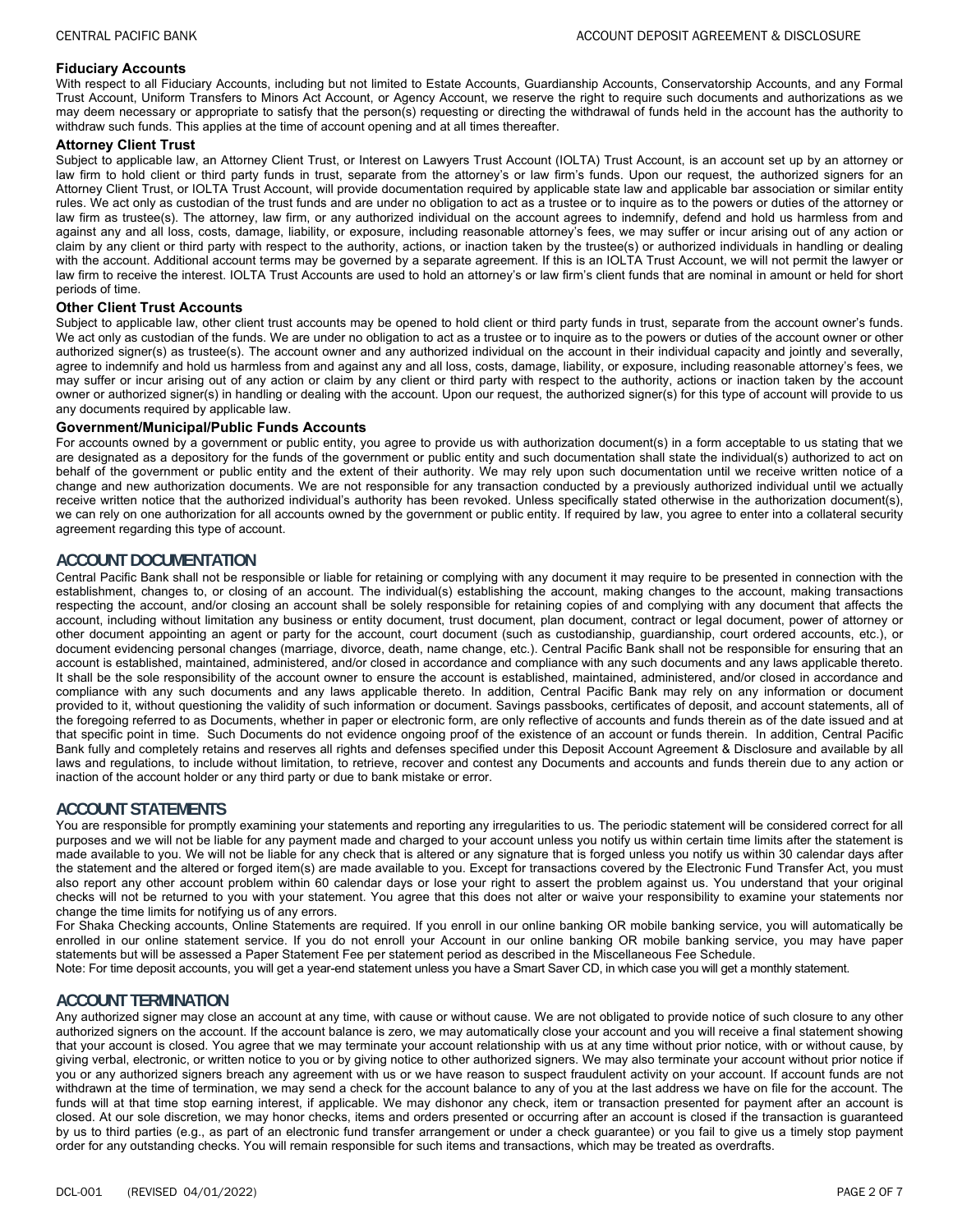### Fiduciary Accounts

With respect to all Fiduciary Accounts, including but not limited to Estate Accounts, Guardianship Accounts, Conservatorship Accounts, and any Formal Trust Account, Uniform Transfers to Minors Act Account, or Agency Account, we reserve the right to require such documents and authorizations as we may deem necessary or appropriate to satisfy that the person(s) requesting or directing the withdrawal of funds held in the account has the authority to withdraw such funds. This applies at the time of account opening and at all times thereafter.

### Attorney Client Trust

Subject to applicable law, an Attorney Client Trust, or Interest on Lawyers Trust Account (IOLTA) Trust Account, is an account set up by an attorney or law firm to hold client or third party funds in trust, separate from the attorney's or law firm's funds. Upon our request, the authorized signers for an Attorney Client Trust, or IOLTA Trust Account, will provide documentation required by applicable state law and applicable bar association or similar entity rules. We act only as custodian of the trust funds and are under no obligation to act as a trustee or to inquire as to the powers or duties of the attorney or law firm as trustee(s). The attorney, law firm, or any authorized individual on the account agrees to indemnify, defend and hold us harmless from and against any and all loss, costs, damage, liability, or exposure, including reasonable attorney's fees, we may suffer or incur arising out of any action or claim by any client or third party with respect to the authority, actions, or inaction taken by the trustee(s) or authorized individuals in handling or dealing with the account. Additional account terms may be governed by a separate agreement. If this is an IOLTA Trust Account, we will not permit the lawyer or law firm to receive the interest. IOLTA Trust Accounts are used to hold an attorney's or law firm's client funds that are nominal in amount or held for short periods of time.

### Other Client Trust Accounts

Subject to applicable law, other client trust accounts may be opened to hold client or third party funds in trust, separate from the account owner's funds. We act only as custodian of the funds. We are under no obligation to act as a trustee or to inquire as to the powers or duties of the account owner or other authorized signer(s) as trustee(s). The account owner and any authorized individual on the account in their individual capacity and jointly and severally, agree to indemnify and hold us harmless from and against any and all loss, costs, damage, liability, or exposure, including reasonable attorney's fees, we may suffer or incur arising out of any action or claim by any client or third party with respect to the authority, actions or inaction taken by the account owner or authorized signer(s) in handling or dealing with the account. Upon our request, the authorized signer(s) for this type of account will provide to us any documents required by applicable law.

### Government/Municipal/Public Funds Accounts

For accounts owned by a government or public entity, you agree to provide us with authorization document(s) in a form acceptable to us stating that we are designated as a depository for the funds of the government or public entity and such documentation shall state the individual(s) authorized to act on behalf of the government or public entity and the extent of their authority. We may rely upon such documentation until we receive written notice of a change and new authorization documents. We are not responsible for any transaction conducted by a previously authorized individual until we actually receive written notice that the authorized individual's authority has been revoked. Unless specifically stated otherwise in the authorization document(s), we can rely on one authorization for all accounts owned by the government or public entity. If required by law, you agree to enter into a collateral security agreement regarding this type of account.

## ACCOUNT DOCUMENTATION

Central Pacific Bank shall not be responsible or liable for retaining or complying with any document it may require to be presented in connection with the establishment, changes to, or closing of an account. The individual(s) establishing the account, making changes to the account, making transactions respecting the account, and/or closing an account shall be solely responsible for retaining copies of and complying with any document that affects the account, including without limitation any business or entity document, trust document, plan document, contract or legal document, power of attorney or other document appointing an agent or party for the account, court document (such as custodianship, guardianship, court ordered accounts, etc.), or document evidencing personal changes (marriage, divorce, death, name change, etc.). Central Pacific Bank shall not be responsible for ensuring that an account is established, maintained, administered, and/or closed in accordance and compliance with any such documents and any laws applicable thereto. It shall be the sole responsibility of the account owner to ensure the account is established, maintained, administered, and/or closed in accordance and compliance with any such documents and any laws applicable thereto. In addition, Central Pacific Bank may rely on any information or document provided to it, without questioning the validity of such information or document. Savings passbooks, certificates of deposit, and account statements, all of the foregoing referred to as Documents, whether in paper or electronic form, are only reflective of accounts and funds therein as of the date issued and at that specific point in time. Such Documents do not evidence ongoing proof of the existence of an account or funds therein. In addition, Central Pacific Bank fully and completely retains and reserves all rights and defenses specified under this Deposit Account Agreement & Disclosure and available by all laws and regulations, to include without limitation, to retrieve, recover and contest any Documents and accounts and funds therein due to any action or inaction of the account holder or any third party or due to bank mistake or error.

## ACCOUNT STATEMENTS

You are responsible for promptly examining your statements and reporting any irregularities to us. The periodic statement will be considered correct for all purposes and we will not be liable for any payment made and charged to your account unless you notify us within certain time limits after the statement is made available to you. We will not be liable for any check that is altered or any signature that is forged unless you notify us within 30 calendar days after the statement and the altered or forged item(s) are made available to you. Except for transactions covered by the Electronic Fund Transfer Act, you must also report any other account problem within 60 calendar days or lose your right to assert the problem against us. You understand that your original checks will not be returned to you with your statement. You agree that this does not alter or waive your responsibility to examine your statements nor change the time limits for notifying us of any errors.

For Shaka Checking accounts, Online Statements are required. If you enroll in our online banking OR mobile banking service, you will automatically be enrolled in our online statement service. If you do not enroll your Account in our online banking OR mobile banking service, you may have paper statements but will be assessed a Paper Statement Fee per statement period as described in the Miscellaneous Fee Schedule.

Note: For time deposit accounts, you will get a year-end statement unless you have a Smart Saver CD, in which case you will get a monthly statement.

## ACCOUNT TERMINATION

Any authorized signer may close an account at any time, with cause or without cause. We are not obligated to provide notice of such closure to any other authorized signers on the account. If the account balance is zero, we may automatically close your account and you will receive a final statement showing that your account is closed. You agree that we may terminate your account relationship with us at any time without prior notice, with or without cause, by giving verbal, electronic, or written notice to you or by giving notice to other authorized signers. We may also terminate your account without prior notice if you or any authorized signers breach any agreement with us or we have reason to suspect fraudulent activity on your account. If account funds are not withdrawn at the time of termination, we may send a check for the account balance to any of you at the last address we have on file for the account. The funds will at that time stop earning interest, if applicable. We may dishonor any check, item or transaction presented for payment after an account is closed. At our sole discretion, we may honor checks, items and orders presented or occurring after an account is closed if the transaction is guaranteed by us to third parties (e.g., as part of an electronic fund transfer arrangement or under a check guarantee) or you fail to give us a timely stop payment order for any outstanding checks. You will remain responsible for such items and transactions, which may be treated as overdrafts.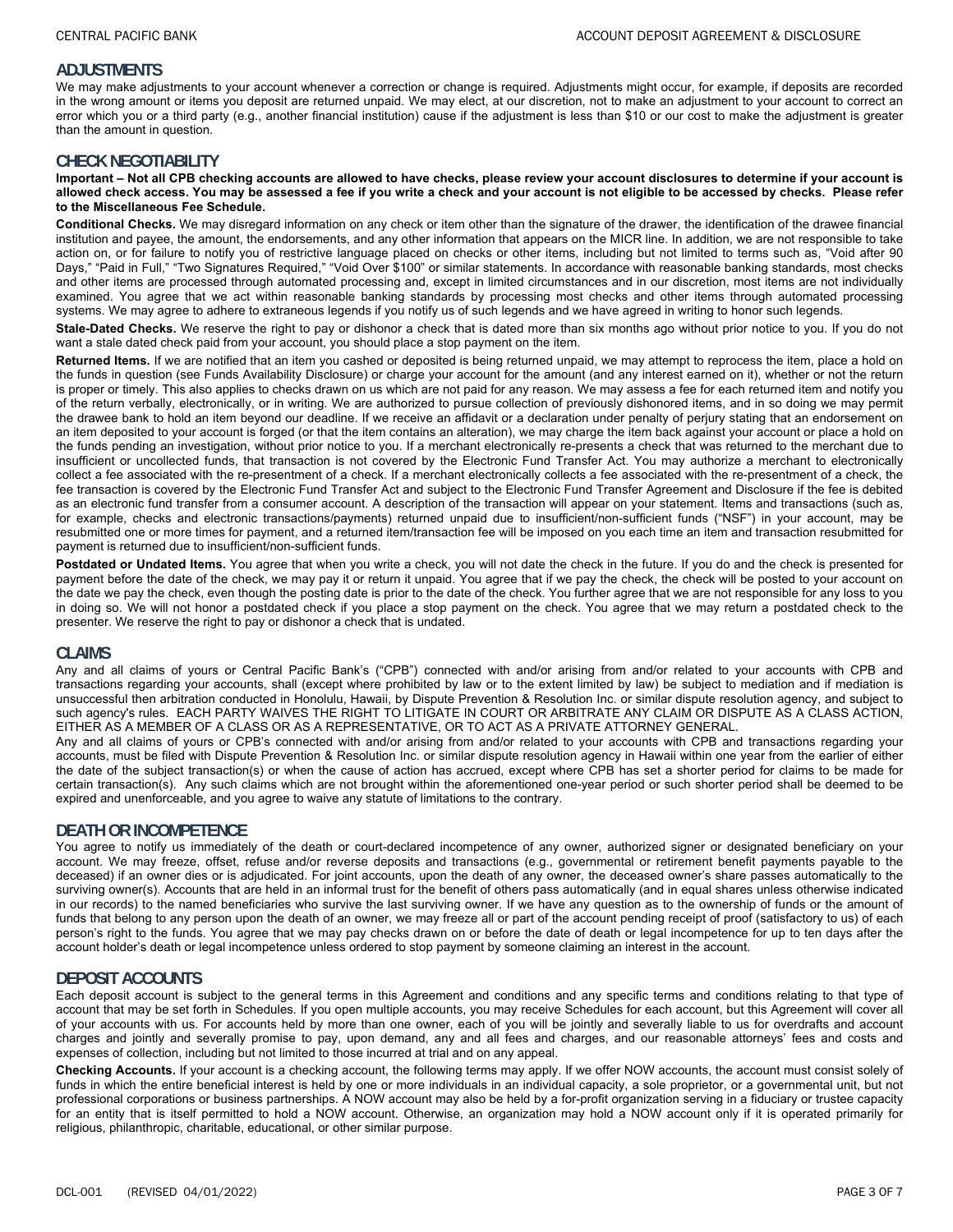## ADJUSTMENTS

We may make adjustments to your account whenever a correction or change is required. Adjustments might occur, for example, if deposits are recorded in the wrong amount or items you deposit are returned unpaid. We may elect, at our discretion, not to make an adjustment to your account to correct an error which you or a third party (e.g., another financial institution) cause if the adjustment is less than $10 or our cost to make the adjustment is greater than the amount in question.

## CHECK NEGOTIABILITY

**Important – Not all CPB checking accounts are allowed to have checks, please review your account disclosures to determine if your account is allowed check access. You may be assessed a fee if you write a check and your account is not eligible to be accessed by checks. Please refer to the Miscellaneous Fee Schedule.**

**Conditional Checks.** We may disregard information on any check or item other than the signature of the drawer, the identification of the drawee financial institution and payee, the amount, the endorsements, and any other information that appears on the MICR line. In addition, we are not responsible to take action on, or for failure to notify you of restrictive language placed on checks or other items, including but not limited to terms such as, "Void after 90 Days," "Paid in Full," "Two Signatures Required," "Void Over $100" or similar statements. In accordance with reasonable banking standards, most checks and other items are processed through automated processing and, except in limited circumstances and in our discretion, most items are not individually examined. You agree that we act within reasonable banking standards by processing most checks and other items through automated processing systems. We may agree to adhere to extraneous legends if you notify us of such legends and we have agreed in writing to honor such legends.

**Stale-Dated Checks.** We reserve the right to pay or dishonor a check that is dated more than six months ago without prior notice to you. If you do not want a stale dated check paid from your account, you should place a stop payment on the item.

**Returned Items.** If we are notified that an item you cashed or deposited is being returned unpaid, we may attempt to reprocess the item, place a hold on the funds in question (see Funds Availability Disclosure) or charge your account for the amount (and any interest earned on it), whether or not the return is proper or timely. This also applies to checks drawn on us which are not paid for any reason. We may assess a fee for each returned item and notify you of the return verbally, electronically, or in writing. We are authorized to pursue collection of previously dishonored items, and in so doing we may permit the drawee bank to hold an item beyond our deadline. If we receive an affidavit or a declaration under penalty of perjury stating that an endorsement on an item deposited to your account is forged (or that the item contains an alteration), we may charge the item back against your account or place a hold on the funds pending an investigation, without prior notice to you. If a merchant electronically re-presents a check that was returned to the merchant due to insufficient or uncollected funds, that transaction is not covered by the Electronic Fund Transfer Act. You may authorize a merchant to electronically collect a fee associated with the re-presentment of a check. If a merchant electronically collects a fee associated with the re-presentment of a check, the fee transaction is covered by the Electronic Fund Transfer Act and subject to the Electronic Fund Transfer Agreement and Disclosure if the fee is debited as an electronic fund transfer from a consumer account. A description of the transaction will appear on your statement. Items and transactions (such as, for example, checks and electronic transactions/payments) returned unpaid due to insufficient/non-sufficient funds ("NSF") in your account, may be resubmitted one or more times for payment, and a returned item/transaction fee will be imposed on you each time an item and transaction resubmitted for payment is returned due to insufficient/non-sufficient funds.

**Postdated or Undated Items.** You agree that when you write a check, you will not date the check in the future. If you do and the check is presented for payment before the date of the check, we may pay it or return it unpaid. You agree that if we pay the check, the check will be posted to your account on the date we pay the check, even though the posting date is prior to the date of the check. You further agree that we are not responsible for any loss to you in doing so. We will not honor a postdated check if you place a stop payment on the check. You agree that we may return a postdated check to the presenter. We reserve the right to pay or dishonor a check that is undated.

## CLAIMS

Any and all claims of yours or Central Pacific Bank's ("CPB") connected with and/or arising from and/or related to your accounts with CPB and transactions regarding your accounts, shall (except where prohibited by law or to the extent limited by law) be subject to mediation and if mediation is unsuccessful then arbitration conducted in Honolulu, Hawaii, by Dispute Prevention & Resolution Inc. or similar dispute resolution agency, and subject to such agency's rules. EACH PARTY WAIVES THE RIGHT TO LITIGATE IN COURT OR ARBITRATE ANY CLAIM OR DISPUTE AS A CLASS ACTION, EITHER AS A MEMBER OF A CLASS OR AS A REPRESENTATIVE, OR TO ACT AS A PRIVATE ATTORNEY GENERAL.

Any and all claims of yours or CPB's connected with and/or arising from and/or related to your accounts with CPB and transactions regarding your accounts, must be filed with Dispute Prevention & Resolution Inc. or similar dispute resolution agency in Hawaii within one year from the earlier of either the date of the subject transaction(s) or when the cause of action has accrued, except where CPB has set a shorter period for claims to be made for certain transaction(s). Any such claims which are not brought within the aforementioned one-year period or such shorter period shall be deemed to be expired and unenforceable, and you agree to waive any statute of limitations to the contrary.

## DEATH OR INCOMPETENCE

You agree to notify us immediately of the death or court-declared incompetence of any owner, authorized signer or designated beneficiary on your account. We may freeze, offset, refuse and/or reverse deposits and transactions (e.g., governmental or retirement benefit payments payable to the deceased) if an owner dies or is adjudicated. For joint accounts, upon the death of any owner, the deceased owner's share passes automatically to the surviving owner(s). Accounts that are held in an informal trust for the benefit of others pass automatically (and in equal shares unless otherwise indicated in our records) to the named beneficiaries who survive the last surviving owner. If we have any question as to the ownership of funds or the amount of funds that belong to any person upon the death of an owner, we may freeze all or part of the account pending receipt of proof (satisfactory to us) of each person's right to the funds. You agree that we may pay checks drawn on or before the date of death or legal incompetence for up to ten days after the account holder's death or legal incompetence unless ordered to stop payment by someone claiming an interest in the account.

## DEPOSIT ACCOUNTS

Each deposit account is subject to the general terms in this Agreement and conditions and any specific terms and conditions relating to that type of account that may be set forth in Schedules. If you open multiple accounts, you may receive Schedules for each account, but this Agreement will cover all of your accounts with us. For accounts held by more than one owner, each of you will be jointly and severally liable to us for overdrafts and account charges and jointly and severally promise to pay, upon demand, any and all fees and charges, and our reasonable attorneys' fees and costs and expenses of collection, including but not limited to those incurred at trial and on any appeal.

**Checking Accounts.** If your account is a checking account, the following terms may apply. If we offer NOW accounts, the account must consist solely of funds in which the entire beneficial interest is held by one or more individuals in an individual capacity, a sole proprietor, or a governmental unit, but not professional corporations or business partnerships. A NOW account may also be held by a for-profit organization serving in a fiduciary or trustee capacity for an entity that is itself permitted to hold a NOW account. Otherwise, an organization may hold a NOW account only if it is operated primarily for religious, philanthropic, charitable, educational, or other similar purpose.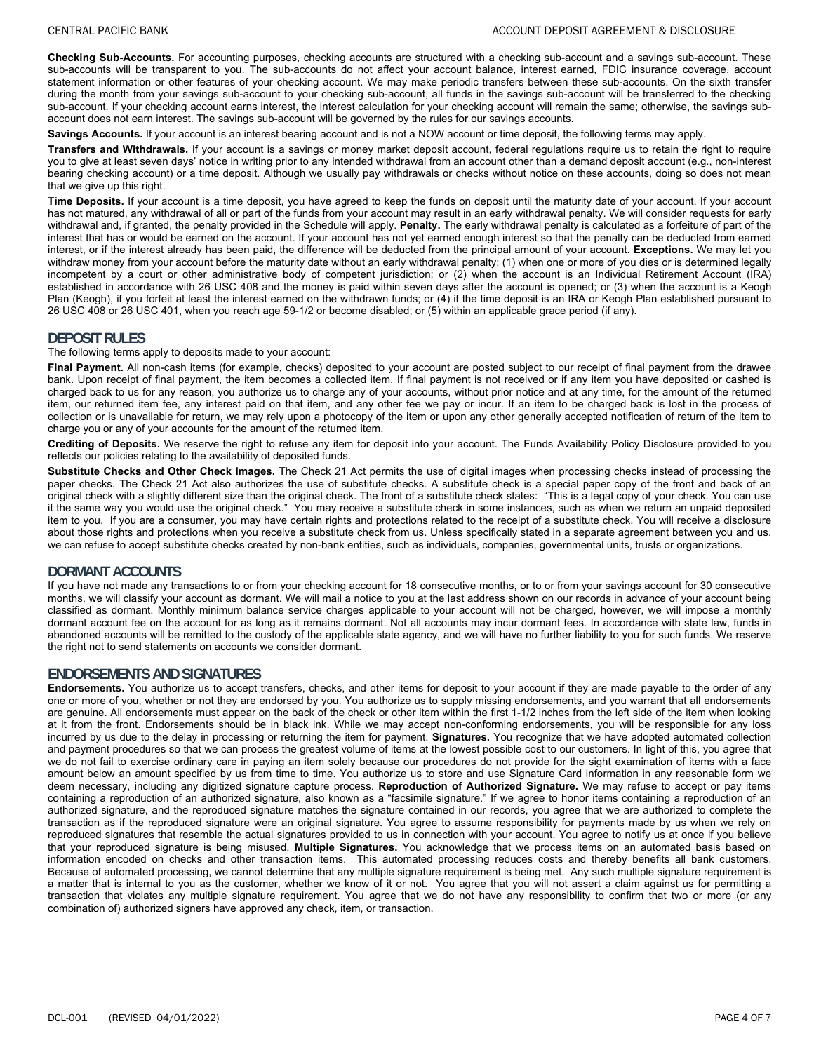**Checking Sub-Accounts.** For accounting purposes, checking accounts are structured with a checking sub-account and a savings sub-account. These sub-accounts will be transparent to you. The sub-accounts do not affect your account balance, interest earned, FDIC insurance coverage, account statement information or other features of your checking account. We may make periodic transfers between these sub-accounts. On the sixth transfer during the month from your savings sub-account to your checking sub-account, all funds in the savings sub-account will be transferred to the checking sub-account. If your checking account earns interest, the interest calculation for your checking account will remain the same; otherwise, the savings sub-account does not earn interest. The savings sub-account will be governed by the rules for our savings accounts.

**Savings Accounts.** If your account is an interest bearing account and is not a NOW account or time deposit, the following terms may apply.

**Transfers and Withdrawals.** If your account is a savings or money market deposit account, federal regulations require us to retain the right to require you to give at least seven days' notice in writing prior to any intended withdrawal from an account other than a demand deposit account (e.g., non-interest bearing checking account) or a time deposit. Although we usually pay withdrawals or checks without notice on these accounts, doing so does not mean that we give up this right.

**Time Deposits.** If your account is a time deposit, you have agreed to keep the funds on deposit until the maturity date of your account. If your account has not matured, any withdrawal of all or part of the funds from your account may result in an early withdrawal penalty. We will consider requests for early withdrawal and, if granted, the penalty provided in the Schedule will apply. **Penalty.** The early withdrawal penalty is calculated as a forfeiture of part of the interest that has or would be earned on the account. If your account has not yet earned enough interest so that the penalty can be deducted from earned interest, or if the interest already has been paid, the difference will be deducted from the principal amount of your account. **Exceptions.** We may let you withdraw money from your account before the maturity date without an early withdrawal penalty: (1) when one or more of you dies or is determined legally incompetent by a court or other administrative body of competent jurisdiction; or (2) when the account is an Individual Retirement Account (IRA) established in accordance with 26 USC 408 and the money is paid within seven days after the account is opened; or (3) when the account is a Keogh Plan (Keogh), if you forfeit at least the interest earned on the withdrawn funds; or (4) if the time deposit is an IRA or Keogh Plan established pursuant to 26 USC 408 or 26 USC 401, when you reach age 59-1/2 or become disabled; or (5) within an applicable grace period (if any).

## DEPOSIT RULES

The following terms apply to deposits made to your account:

**Final Payment.** All non-cash items (for example, checks) deposited to your account are posted subject to our receipt of final payment from the drawee bank. Upon receipt of final payment, the item becomes a collected item. If final payment is not received or if any item you have deposited or cashed is charged back to us for any reason, you authorize us to charge any of your accounts, without prior notice and at any time, for the amount of the returned item, our returned item fee, any interest paid on that item, and any other fee we pay or incur. If an item to be charged back is lost in the process of collection or is unavailable for return, we may rely upon a photocopy of the item or upon any other generally accepted notification of return of the item to charge you or any of your accounts for the amount of the returned item.

**Crediting of Deposits.** We reserve the right to refuse any item for deposit into your account. The Funds Availability Policy Disclosure provided to you reflects our policies relating to the availability of deposited funds.

**Substitute Checks and Other Check Images.** The Check 21 Act permits the use of digital images when processing checks instead of processing the paper checks. The Check 21 Act also authorizes the use of substitute checks. A substitute check is a special paper copy of the front and back of an original check with a slightly different size than the original check. The front of a substitute check states: "This is a legal copy of your check. You can use it the same way you would use the original check." You may receive a substitute check in some instances, such as when we return an unpaid deposited item to you. If you are a consumer, you may have certain rights and protections related to the receipt of a substitute check. You will receive a disclosure about those rights and protections when you receive a substitute check from us. Unless specifically stated in a separate agreement between you and us, we can refuse to accept substitute checks created by non-bank entities, such as individuals, companies, governmental units, trusts or organizations.

## DORMANT ACCOUNTS

If you have not made any transactions to or from your checking account for 18 consecutive months, or to or from your savings account for 30 consecutive months, we will classify your account as dormant. We will mail a notice to you at the last address shown on our records in advance of your account being classified as dormant. Monthly minimum balance service charges applicable to your account will not be charged, however, we will impose a monthly dormant account fee on the account for as long as it remains dormant. Not all accounts may incur dormant fees. In accordance with state law, funds in abandoned accounts will be remitted to the custody of the applicable state agency, and we will have no further liability to you for such funds. We reserve the right not to send statements on accounts we consider dormant.

## ENDORSEMENTS AND SIGNATURES

**Endorsements.** You authorize us to accept transfers, checks, and other items for deposit to your account if they are made payable to the order of any one or more of you, whether or not they are endorsed by you. You authorize us to supply missing endorsements, and you warrant that all endorsements are genuine. All endorsements must appear on the back of the check or other item within the first 1-1/2 inches from the left side of the item when looking at it from the front. Endorsements should be in black ink. While we may accept non-conforming endorsements, you will be responsible for any loss incurred by us due to the delay in processing or returning the item for payment. **Signatures.** You recognize that we have adopted automated collection and payment procedures so that we can process the greatest volume of items at the lowest possible cost to our customers. In light of this, you agree that we do not fail to exercise ordinary care in paying an item solely because our procedures do not provide for the sight examination of items with a face amount below an amount specified by us from time to time. You authorize us to store and use Signature Card information in any reasonable form we deem necessary, including any digitized signature capture process. **Reproduction of Authorized Signature.** We may refuse to accept or pay items containing a reproduction of an authorized signature, also known as a "facsimile signature." If we agree to honor items containing a reproduction of an authorized signature, and the reproduced signature matches the signature contained in our records, you agree that we are authorized to complete the transaction as if the reproduced signature were an original signature. You agree to assume responsibility for payments made by us when we rely on reproduced signatures that resemble the actual signatures provided to us in connection with your account. You agree to notify us at once if you believe that your reproduced signature is being misused. **Multiple Signatures.** You acknowledge that we process items on an automated basis based on information encoded on checks and other transaction items. This automated processing reduces costs and thereby benefits all bank customers. Because of automated processing, we cannot determine that any multiple signature requirement is being met. Any such multiple signature requirement is a matter that is internal to you as the customer, whether we know of it or not. You agree that you will not assert a claim against us for permitting a transaction that violates any multiple signature requirement. You agree that we do not have any responsibility to confirm that two or more (or any combination of) authorized signers have approved any check, item, or transaction.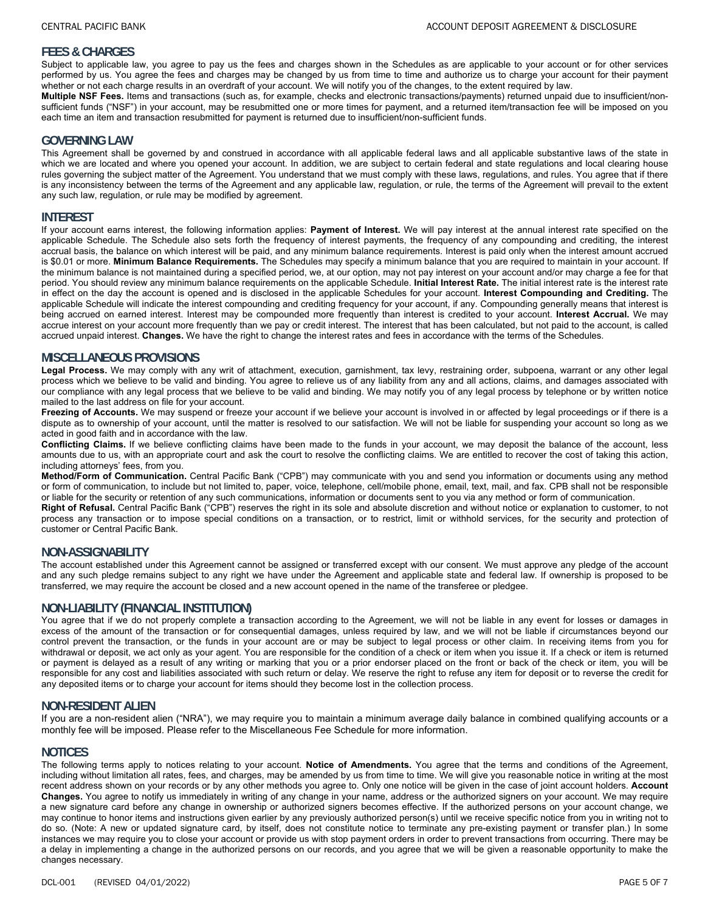## FEES & CHARGES

Subject to applicable law, you agree to pay us the fees and charges shown in the Schedules as are applicable to your account or for other services performed by us. You agree the fees and charges may be changed by us from time to time and authorize us to charge your account for their payment whether or not each charge results in an overdraft of your account. We will notify you of the changes, to the extent required by law.

**Multiple NSF Fees.** Items and transactions (such as, for example, checks and electronic transactions/payments) returned unpaid due to insufficient/non-sufficient funds ("NSF") in your account, may be resubmitted one or more times for payment, and a returned item/transaction fee will be imposed on you each time an item and transaction resubmitted for payment is returned due to insufficient/non-sufficient funds.

## GOVERNING LAW

This Agreement shall be governed by and construed in accordance with all applicable federal laws and all applicable substantive laws of the state in which we are located and where you opened your account. In addition, we are subject to certain federal and state regulations and local clearing house rules governing the subject matter of the Agreement. You understand that we must comply with these laws, regulations, and rules. You agree that if there is any inconsistency between the terms of the Agreement and any applicable law, regulation, or rule, the terms of the Agreement will prevail to the extent any such law, regulation, or rule may be modified by agreement.

## INTEREST

If your account earns interest, the following information applies: **Payment of Interest.** We will pay interest at the annual interest rate specified on the applicable Schedule. The Schedule also sets forth the frequency of interest payments, the frequency of any compounding and crediting, the interest accrual basis, the balance on which interest will be paid, and any minimum balance requirements. Interest is paid only when the interest amount accrued is $0.01 or more. **Minimum Balance Requirements.** The Schedules may specify a minimum balance that you are required to maintain in your account. If the minimum balance is not maintained during a specified period, we, at our option, may not pay interest on your account and/or may charge a fee for that period. You should review any minimum balance requirements on the applicable Schedule. **Initial Interest Rate.** The initial interest rate is the interest rate in effect on the day the account is opened and is disclosed in the applicable Schedules for your account. **Interest Compounding and Crediting.** The applicable Schedule will indicate the interest compounding and crediting frequency for your account, if any. Compounding generally means that interest is being accrued on earned interest. Interest may be compounded more frequently than interest is credited to your account. **Interest Accrual.** We may accrue interest on your account more frequently than we pay or credit interest. The interest that has been calculated, but not paid to the account, is called accrued unpaid interest. **Changes.** We have the right to change the interest rates and fees in accordance with the terms of the Schedules.

## MISCELLANEOUS PROVISIONS

**Legal Process.** We may comply with any writ of attachment, execution, garnishment, tax levy, restraining order, subpoena, warrant or any other legal process which we believe to be valid and binding. You agree to relieve us of any liability from any and all actions, claims, and damages associated with our compliance with any legal process that we believe to be valid and binding. We may notify you of any legal process by telephone or by written notice mailed to the last address on file for your account.

**Freezing of Accounts.** We may suspend or freeze your account if we believe your account is involved in or affected by legal proceedings or if there is a dispute as to ownership of your account, until the matter is resolved to our satisfaction. We will not be liable for suspending your account so long as we acted in good faith and in accordance with the law.

**Conflicting Claims.** If we believe conflicting claims have been made to the funds in your account, we may deposit the balance of the account, less amounts due to us, with an appropriate court and ask the court to resolve the conflicting claims. We are entitled to recover the cost of taking this action, including attorneys' fees, from you.

**Method/Form of Communication.** Central Pacific Bank ("CPB") may communicate with you and send you information or documents using any method or form of communication, to include but not limited to, paper, voice, telephone, cell/mobile phone, email, text, mail, and fax. CPB shall not be responsible or liable for the security or retention of any such communications, information or documents sent to you via any method or form of communication.

**Right of Refusal.** Central Pacific Bank ("CPB") reserves the right in its sole and absolute discretion and without notice or explanation to customer, to not process any transaction or to impose special conditions on a transaction, or to restrict, limit or withhold services, for the security and protection of customer or Central Pacific Bank.

## NON-ASSIGNABILITY

The account established under this Agreement cannot be assigned or transferred except with our consent. We must approve any pledge of the account and any such pledge remains subject to any right we have under the Agreement and applicable state and federal law. If ownership is proposed to be transferred, we may require the account be closed and a new account opened in the name of the transferee or pledgee.

## NON-LIABILITY (FINANCIAL INSTITUTION)

You agree that if we do not properly complete a transaction according to the Agreement, we will not be liable in any event for losses or damages in excess of the amount of the transaction or for consequential damages, unless required by law, and we will not be liable if circumstances beyond our control prevent the transaction, or the funds in your account are or may be subject to legal process or other claim. In receiving items from you for withdrawal or deposit, we act only as your agent. You are responsible for the condition of a check or item when you issue it. If a check or item is returned or payment is delayed as a result of any writing or marking that you or a prior endorser placed on the front or back of the check or item, you will be responsible for any cost and liabilities associated with such return or delay. We reserve the right to refuse any item for deposit or to reverse the credit for any deposited items or to charge your account for items should they become lost in the collection process.

## NON-RESIDENT ALIEN

If you are a non-resident alien ("NRA"), we may require you to maintain a minimum average daily balance in combined qualifying accounts or a monthly fee will be imposed. Please refer to the Miscellaneous Fee Schedule for more information.

## NOTICES

The following terms apply to notices relating to your account. **Notice of Amendments.** You agree that the terms and conditions of the Agreement, including without limitation all rates, fees, and charges, may be amended by us from time to time. We will give you reasonable notice in writing at the most recent address shown on your records or by any other methods you agree to. Only one notice will be given in the case of joint account holders. **Account Changes.** You agree to notify us immediately in writing of any change in your name, address or the authorized signers on your account. We may require a new signature card before any change in ownership or authorized signers becomes effective. If the authorized persons on your account change, we may continue to honor items and instructions given earlier by any previously authorized person(s) until we receive specific notice from you in writing not to do so. (Note: A new or updated signature card, by itself, does not constitute notice to terminate any pre-existing payment or transfer plan.) In some instances we may require you to close your account or provide us with stop payment orders in order to prevent transactions from occurring. There may be a delay in implementing a change in the authorized persons on our records, and you agree that we will be given a reasonable opportunity to make the changes necessary.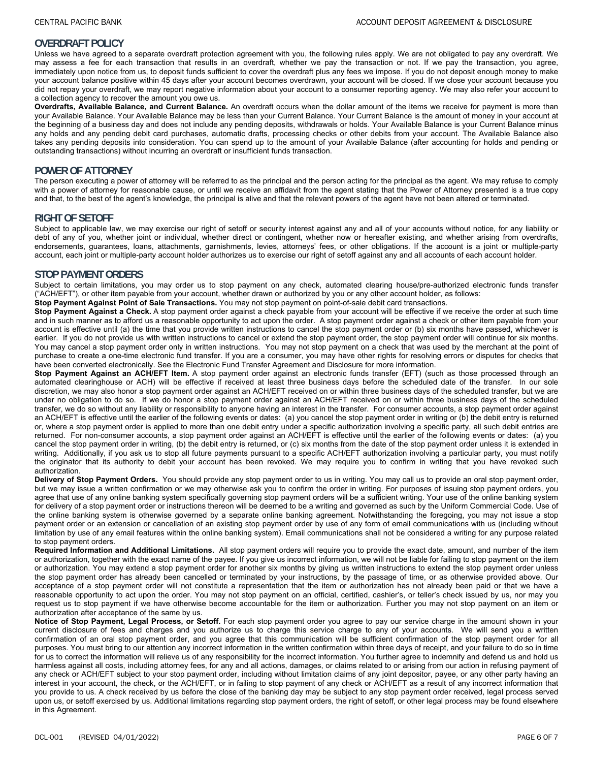## OVERDRAFT POLICY

Unless we have agreed to a separate overdraft protection agreement with you, the following rules apply. We are not obligated to pay any overdraft. We may assess a fee for each transaction that results in an overdraft, whether we pay the transaction or not. If we pay the transaction, you agree, immediately upon notice from us, to deposit funds sufficient to cover the overdraft plus any fees we impose. If you do not deposit enough money to make your account balance positive within 45 days after your account becomes overdrawn, your account will be closed. If we close your account because you did not repay your overdraft, we may report negative information about your account to a consumer reporting agency. We may also refer your account to a collection agency to recover the amount you owe us.

**Overdrafts, Available Balance, and Current Balance.** An overdraft occurs when the dollar amount of the items we receive for payment is more than your Available Balance. Your Available Balance may be less than your Current Balance. Your Current Balance is the amount of money in your account at the beginning of a business day and does not include any pending deposits, withdrawals or holds. Your Available Balance is your Current Balance minus any holds and any pending debit card purchases, automatic drafts, processing checks or other debits from your account. The Available Balance also takes any pending deposits into consideration. You can spend up to the amount of your Available Balance (after accounting for holds and pending or outstanding transactions) without incurring an overdraft or insufficient funds transaction.

## POWER OF ATTORNEY

The person executing a power of attorney will be referred to as the principal and the person acting for the principal as the agent. We may refuse to comply with a power of attorney for reasonable cause, or until we receive an affidavit from the agent stating that the Power of Attorney presented is a true copy and that, to the best of the agent's knowledge, the principal is alive and that the relevant powers of the agent have not been altered or terminated.

## RIGHT OF SETOFF

Subject to applicable law, we may exercise our right of setoff or security interest against any and all of your accounts without notice, for any liability or debt of any of you, whether joint or individual, whether direct or contingent, whether now or hereafter existing, and whether arising from overdrafts, endorsements, guarantees, loans, attachments, garnishments, levies, attorneys' fees, or other obligations. If the account is a joint or multiple-party account, each joint or multiple-party account holder authorizes us to exercise our right of setoff against any and all accounts of each account holder.

## STOP PAYMENT ORDERS

Subject to certain limitations, you may order us to stop payment on any check, automated clearing house/pre-authorized electronic funds transfer ("ACH/EFT"), or other item payable from your account, whether drawn or authorized by you or any other account holder, as follows:

**Stop Payment Against Point of Sale Transactions.** You may not stop payment on point-of-sale debit card transactions.

**Stop Payment Against a Check.** A stop payment order against a check payable from your account will be effective if we receive the order at such time and in such manner as to afford us a reasonable opportunity to act upon the order. A stop payment order against a check or other item payable from your account is effective until (a) the time that you provide written instructions to cancel the stop payment order or (b) six months have passed, whichever is earlier. If you do not provide us with written instructions to cancel or extend the stop payment order, the stop payment order will continue for six months. You may cancel a stop payment order only in written instructions. You may not stop payment on a check that was used by the merchant at the point of purchase to create a one-time electronic fund transfer. If you are a consumer, you may have other rights for resolving errors or disputes for checks that have been converted electronically. See the Electronic Fund Transfer Agreement and Disclosure for more information.

**Stop Payment Against an ACH/EFT Item.** A stop payment order against an electronic funds transfer (EFT) (such as those processed through an automated clearinghouse or ACH) will be effective if received at least three business days before the scheduled date of the transfer. In our sole discretion, we may also honor a stop payment order against an ACH/EFT received on or within three business days of the scheduled transfer, but we are under no obligation to do so. If we do honor a stop payment order against an ACH/EFT received on or within three business days of the scheduled transfer, we do so without any liability or responsibility to anyone having an interest in the transfer. For consumer accounts, a stop payment order against an ACH/EFT is effective until the earlier of the following events or dates: (a) you cancel the stop payment order in writing or (b) the debit entry is returned or, where a stop payment order is applied to more than one debit entry under a specific authorization involving a specific party, all such debit entries are returned. For non-consumer accounts, a stop payment order against an ACH/EFT is effective until the earlier of the following events or dates: (a) you cancel the stop payment order in writing, (b) the debit entry is returned, or (c) six months from the date of the stop payment order unless it is extended in writing. Additionally, if you ask us to stop all future payments pursuant to a specific ACH/EFT authorization involving a particular party, you must notify the originator that its authority to debit your account has been revoked. We may require you to confirm in writing that you have revoked such authorization.

**Delivery of Stop Payment Orders.** You should provide any stop payment order to us in writing. You may call us to provide an oral stop payment order, but we may issue a written confirmation or we may otherwise ask you to confirm the order in writing. For purposes of issuing stop payment orders, you agree that use of any online banking system specifically governing stop payment orders will be a sufficient writing. Your use of the online banking system for delivery of a stop payment order or instructions thereon will be deemed to be a writing and governed as such by the Uniform Commercial Code. Use of the online banking system is otherwise governed by a separate online banking agreement. Notwithstanding the foregoing, you may not issue a stop payment order or an extension or cancellation of an existing stop payment order by use of any form of email communications with us (including without limitation by use of any email features within the online banking system). Email communications shall not be considered a writing for any purpose related to stop payment orders.

**Required Information and Additional Limitations.** All stop payment orders will require you to provide the exact date, amount, and number of the item or authorization, together with the exact name of the payee. If you give us incorrect information, we will not be liable for failing to stop payment on the item or authorization. You may extend a stop payment order for another six months by giving us written instructions to extend the stop payment order unless the stop payment order has already been cancelled or terminated by your instructions, by the passage of time, or as otherwise provided above. Our acceptance of a stop payment order will not constitute a representation that the item or authorization has not already been paid or that we have a reasonable opportunity to act upon the order. You may not stop payment on an official, certified, cashier's, or teller's check issued by us, nor may you request us to stop payment if we have otherwise become accountable for the item or authorization. Further you may not stop payment on an item or authorization after acceptance of the same by us.

**Notice of Stop Payment, Legal Process, or Setoff.** For each stop payment order you agree to pay our service charge in the amount shown in your current disclosure of fees and charges and you authorize us to charge this service charge to any of your accounts. We will send you a written confirmation of an oral stop payment order, and you agree that this communication will be sufficient confirmation of the stop payment order for all purposes. You must bring to our attention any incorrect information in the written confirmation within three days of receipt, and your failure to do so in time for us to correct the information will relieve us of any responsibility for the incorrect information. You further agree to indemnify and defend us and hold us harmless against all costs, including attorney fees, for any and all actions, damages, or claims related to or arising from our action in refusing payment of any check or ACH/EFT subject to your stop payment order, including without limitation claims of any joint depositor, payee, or any other party having an interest in your account, the check, or the ACH/EFT, or in failing to stop payment of any check or ACH/EFT as a result of any incorrect information that you provide to us. A check received by us before the close of the banking day may be subject to any stop payment order received, legal process served upon us, or setoff exercised by us. Additional limitations regarding stop payment orders, the right of setoff, or other legal process may be found elsewhere in this Agreement.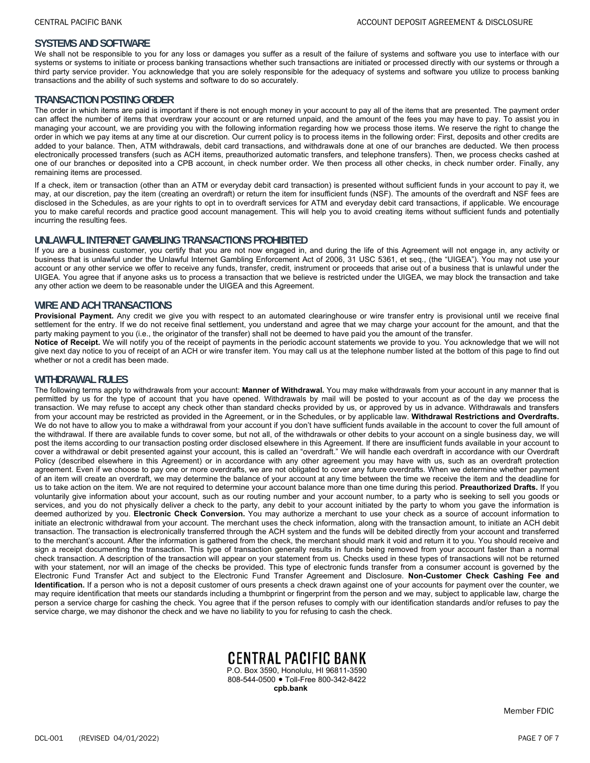## SYSTEMS AND SOFTWARE

We shall not be responsible to you for any loss or damages you suffer as a result of the failure of systems and software you use to interface with our systems or systems to initiate or process banking transactions whether such transactions are initiated or processed directly with our systems or through a third party service provider. You acknowledge that you are solely responsible for the adequacy of systems and software you utilize to process banking transactions and the ability of such systems and software to do so accurately.

## TRANSACTION POSTING ORDER

The order in which items are paid is important if there is not enough money in your account to pay all of the items that are presented. The payment order can affect the number of items that overdraw your account or are returned unpaid, and the amount of the fees you may have to pay. To assist you in managing your account, we are providing you with the following information regarding how we process those items. We reserve the right to change the order in which we pay items at any time at our discretion. Our current policy is to process items in the following order: First, deposits and other credits are added to your balance. Then, ATM withdrawals, debit card transactions, and withdrawals done at one of our branches are deducted. We then process electronically processed transfers (such as ACH items, preauthorized automatic transfers, and telephone transfers). Then, we process checks cashed at one of our branches or deposited into a CPB account, in check number order. We then process all other checks, in check number order. Finally, any remaining items are processed.

If a check, item or transaction (other than an ATM or everyday debit card transaction) is presented without sufficient funds in your account to pay it, we may, at our discretion, pay the item (creating an overdraft) or return the item for insufficient funds (NSF). The amounts of the overdraft and NSF fees are disclosed in the Schedules, as are your rights to opt in to overdraft services for ATM and everyday debit card transactions, if applicable. We encourage you to make careful records and practice good account management. This will help you to avoid creating items without sufficient funds and potentially incurring the resulting fees.

## UNLAWFUL INTERNET GAMBLING TRANSACTIONS PROHIBITED

If you are a business customer, you certify that you are not now engaged in, and during the life of this Agreement will not engage in, any activity or business that is unlawful under the Unlawful Internet Gambling Enforcement Act of 2006, 31 USC 5361, et seq., (the "UIGEA"). You may not use your account or any other service we offer to receive any funds, transfer, credit, instrument or proceeds that arise out of a business that is unlawful under the UIGEA. You agree that if anyone asks us to process a transaction that we believe is restricted under the UIGEA, we may block the transaction and take any other action we deem to be reasonable under the UIGEA and this Agreement.

## WIRE AND ACH TRANSACTIONS

**Provisional Payment.** Any credit we give you with respect to an automated clearinghouse or wire transfer entry is provisional until we receive final settlement for the entry. If we do not receive final settlement, you understand and agree that we may charge your account for the amount, and that the party making payment to you (i.e., the originator of the transfer) shall not be deemed to have paid you the amount of the transfer.

**Notice of Receipt.** We will notify you of the receipt of payments in the periodic account statements we provide to you. You acknowledge that we will not give next day notice to you of receipt of an ACH or wire transfer item. You may call us at the telephone number listed at the bottom of this page to find out whether or not a credit has been made.

## WITHDRAWAL RULES

The following terms apply to withdrawals from your account: **Manner of Withdrawal.** You may make withdrawals from your account in any manner that is permitted by us for the type of account that you have opened. Withdrawals by mail will be posted to your account as of the day we process the transaction. We may refuse to accept any check other than standard checks provided by us, or approved by us in advance. Withdrawals and transfers from your account may be restricted as provided in the Agreement, or in the Schedules, or by applicable law. **Withdrawal Restrictions and Overdrafts.** We do not have to allow you to make a withdrawal from your account if you don't have sufficient funds available in the account to cover the full amount of the withdrawal. If there are available funds to cover some, but not all, of the withdrawals or other debits to your account on a single business day, we will post the items according to our transaction posting order disclosed elsewhere in this Agreement. If there are insufficient funds available in your account to cover a withdrawal or debit presented against your account, this is called an "overdraft." We will handle each overdraft in accordance with our Overdraft Policy (described elsewhere in this Agreement) or in accordance with any other agreement you may have with us, such as an overdraft protection agreement. Even if we choose to pay one or more overdrafts, we are not obligated to cover any future overdrafts. When we determine whether payment of an item will create an overdraft, we may determine the balance of your account at any time between the time we receive the item and the deadline for us to take action on the item. We are not required to determine your account balance more than one time during this period. **Preauthorized Drafts.** If you voluntarily give information about your account, such as our routing number and your account number, to a party who is seeking to sell you goods or services, and you do not physically deliver a check to the party, any debit to your account initiated by the party to whom you gave the information is deemed authorized by you. **Electronic Check Conversion.** You may authorize a merchant to use your check as a source of account information to initiate an electronic withdrawal from your account. The merchant uses the check information, along with the transaction amount, to initiate an ACH debit transaction. The transaction is electronically transferred through the ACH system and the funds will be debited directly from your account and transferred to the merchant's account. After the information is gathered from the check, the merchant should mark it void and return it to you. You should receive and sign a receipt documenting the transaction. This type of transaction generally results in funds being removed from your account faster than a normal check transaction. A description of the transaction will appear on your statement from us. Checks used in these types of transactions will not be returned with your statement, nor will an image of the checks be provided. This type of electronic funds transfer from a consumer account is governed by the Electronic Fund Transfer Act and subject to the Electronic Fund Transfer Agreement and Disclosure. **Non-Customer Check Cashing Fee and Identification.** If a person who is not a deposit customer of ours presents a check drawn against one of your accounts for payment over the counter, we may require identification that meets our standards including a thumbprint or fingerprint from the person and we may, subject to applicable law, charge the person a service charge for cashing the check. You agree that if the person refuses to comply with our identification standards and/or refuses to pay the service charge, we may dishonor the check and we have no liability to you for refusing to cash the check.

**CENTRAL PACIFIC BANK**
P.O. Box 3590, Honolulu, HI 96811-3590
808-544-0500 • Toll-Free 800-342-8422
**cpb.bank**

Member FDIC